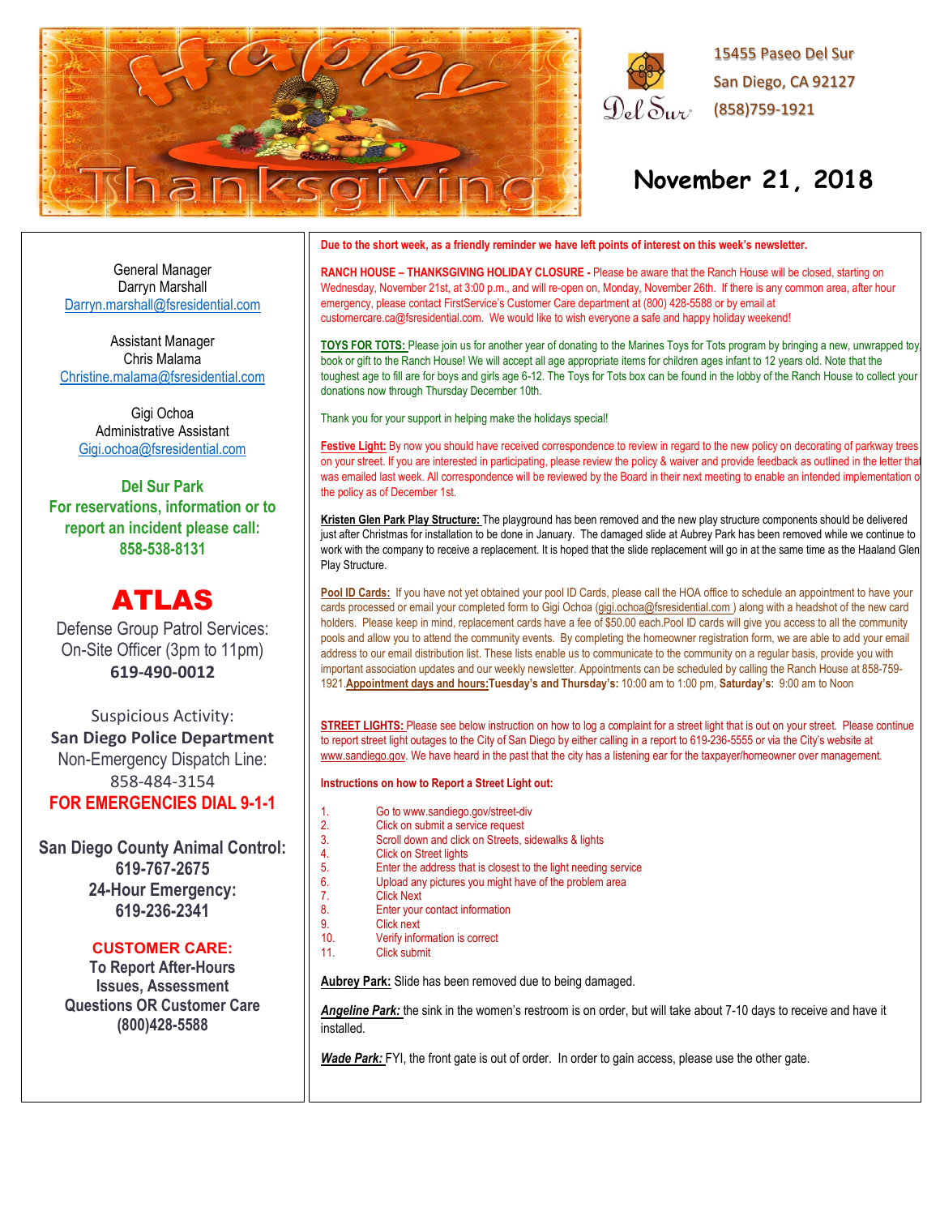Happy Thanksgiving

Del Sur

15455 Paseo Del Sur
San Diego, CA 92127
(858)759-1921

# November 21, 2018

General Manager
Darryn Marshall
Darryn.marshall@fsresidential.com

Assistant Manager
Chris Malama
Christine.malama@fsresidential.com

Gigi Ochoa
Administrative Assistant
Gigi.ochoa@fsresidential.com

**Del Sur Park**
**For reservations, information or to report an incident please call:**
**858-538-8131**

## ATLAS

Defense Group Patrol Services:
On-Site Officer (3pm to 11pm)
**619-490-0012**

Suspicious Activity:
**San Diego Police Department**
Non-Emergency Dispatch Line:
858-484-3154
**FOR EMERGENCIES DIAL 9-1-1**

**San Diego County Animal Control:**
**619-767-2675**
**24-Hour Emergency:**
**619-236-2341**

**CUSTOMER CARE:**
**To Report After-Hours Issues, Assessment Questions OR Customer Care**
**(800)428-5588**

**Due to the short week, as a friendly reminder we have left points of interest on this week's newsletter.**

**RANCH HOUSE – THANKSGIVING HOLIDAY CLOSURE -** Please be aware that the Ranch House will be closed, starting on Wednesday, November 21st, at 3:00 p.m., and will re-open on, Monday, November 26th. If there is any common area, after hour emergency, please contact FirstService's Customer Care department at (800) 428-5588 or by email at customercare.ca@fsresidential.com. We would like to wish everyone a safe and happy holiday weekend!

**TOYS FOR TOTS:** Please join us for another year of donating to the Marines Toys for Tots program by bringing a new, unwrapped toy, book or gift to the Ranch House! We will accept all age appropriate items for children ages infant to 12 years old. Note that the toughest age to fill are for boys and girls age 6-12. The Toys for Tots box can be found in the lobby of the Ranch House to collect your donations now through Thursday December 10th.

Thank you for your support in helping make the holidays special!

**Festive Light:** By now you should have received correspondence to review in regard to the new policy on decorating of parkway trees on your street. If you are interested in participating, please review the policy & waiver and provide feedback as outlined in the letter that was emailed last week. All correspondence will be reviewed by the Board in their next meeting to enable an intended implementation of the policy as of December 1st.

**Kristen Glen Park Play Structure:** The playground has been removed and the new play structure components should be delivered just after Christmas for installation to be done in January. The damaged slide at Aubrey Park has been removed while we continue to work with the company to receive a replacement. It is hoped that the slide replacement will go in at the same time as the Haaland Glen Play Structure.

**Pool ID Cards:** If you have not yet obtained your pool ID Cards, please call the HOA office to schedule an appointment to have your cards processed or email your completed form to Gigi Ochoa (gigi.ochoa@fsresidential.com ) along with a headshot of the new card holders. Please keep in mind, replacement cards have a fee of $50.00 each.Pool ID cards will give you access to all the community pools and allow you to attend the community events. By completing the homeowner registration form, we are able to add your email address to our email distribution list. These lists enable us to communicate to the community on a regular basis, provide you with important association updates and our weekly newsletter. Appointments can be scheduled by calling the Ranch House at 858-759-1921.**Appointment days and hours:Tuesday's and Thursday's:** 10:00 am to 1:00 pm, **Saturday's:** 9:00 am to Noon

**STREET LIGHTS:** Please see below instruction on how to log a complaint for a street light that is out on your street. Please continue to report street light outages to the City of San Diego by either calling in a report to 619-236-5555 or via the City's website at www.sandiego.gov. We have heard in the past that the city has a listening ear for the taxpayer/homeowner over management.

**Instructions on how to Report a Street Light out:**

1. Go to www.sandiego.gov/street-div
2. Click on submit a service request
3. Scroll down and click on Streets, sidewalks & lights
4. Click on Street lights
5. Enter the address that is closest to the light needing service
6. Upload any pictures you might have of the problem area
7. Click Next
8. Enter your contact information
9. Click next
10. Verify information is correct
11. Click submit

**Aubrey Park:** Slide has been removed due to being damaged.

***Angeline Park:*** the sink in the women's restroom is on order, but will take about 7-10 days to receive and have it installed.

***Wade Park:*** FYI, the front gate is out of order. In order to gain access, please use the other gate.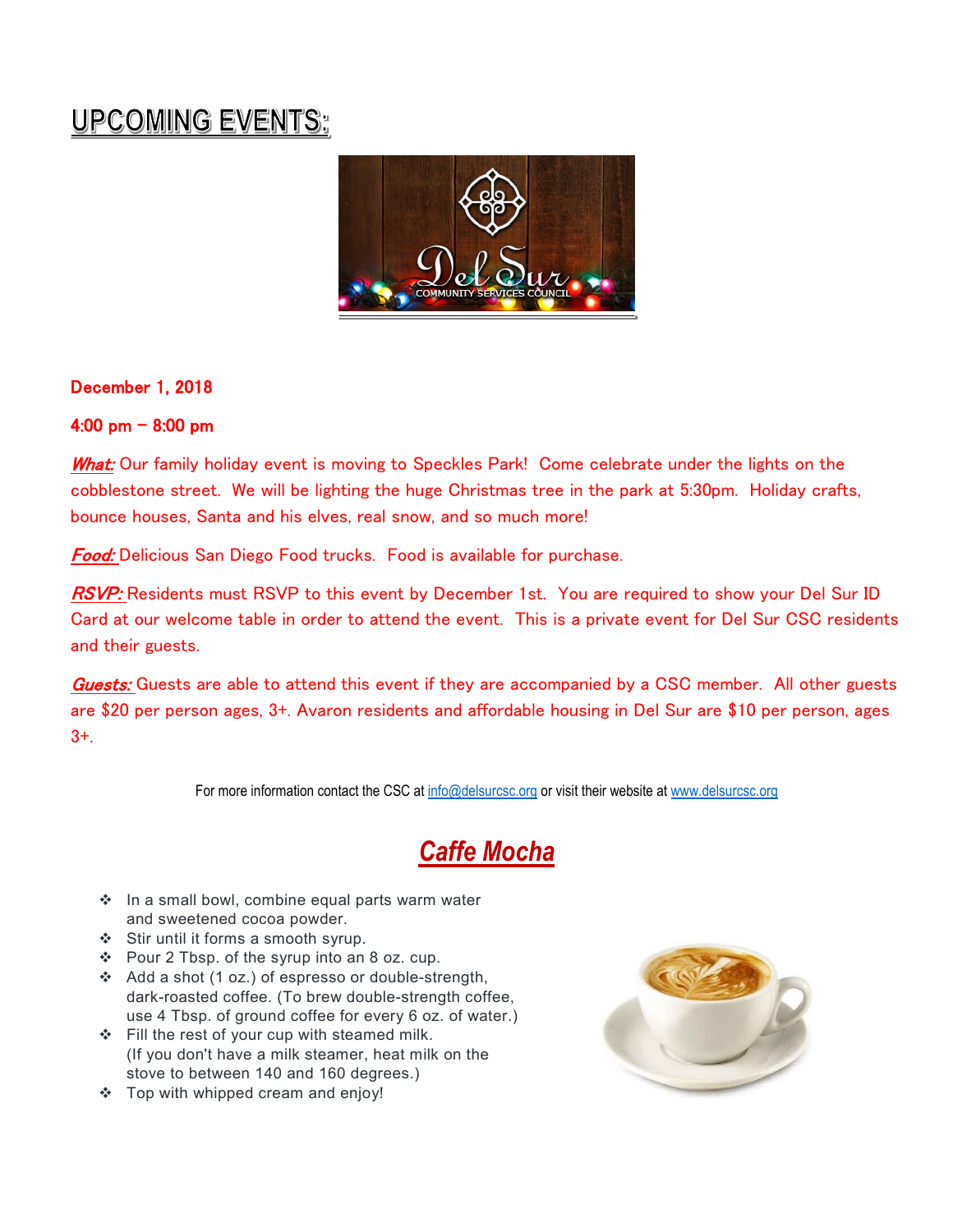# UPCOMING EVENTS:

**December 1, 2018**

**4:00 pm – 8:00 pm**

***What:*** Our family holiday event is moving to Speckles Park! Come celebrate under the lights on the cobblestone street. We will be lighting the huge Christmas tree in the park at 5:30pm. Holiday crafts, bounce houses, Santa and his elves, real snow, and so much more!

***Food:*** Delicious San Diego Food trucks. Food is available for purchase.

***RSVP:*** Residents must RSVP to this event by December 1st. You are required to show your Del Sur ID Card at our welcome table in order to attend the event. This is a private event for Del Sur CSC residents and their guests.

***Guests:*** Guests are able to attend this event if they are accompanied by a CSC member. All other guests are $20 per person ages, 3+. Avaron residents and affordable housing in Del Sur are $10 per person, ages 3+.

For more information contact the CSC at info@delsurcsc.org or visit their website at www.delsurcsc.org

## *Caffe Mocha*

- In a small bowl, combine equal parts warm water and sweetened cocoa powder.
- Stir until it forms a smooth syrup.
- Pour 2 Tbsp. of the syrup into an 8 oz. cup.
- Add a shot (1 oz.) of espresso or double-strength, dark-roasted coffee. (To brew double-strength coffee, use 4 Tbsp. of ground coffee for every 6 oz. of water.)
- Fill the rest of your cup with steamed milk. (If you don't have a milk steamer, heat milk on the stove to between 140 and 160 degrees.)
- Top with whipped cream and enjoy!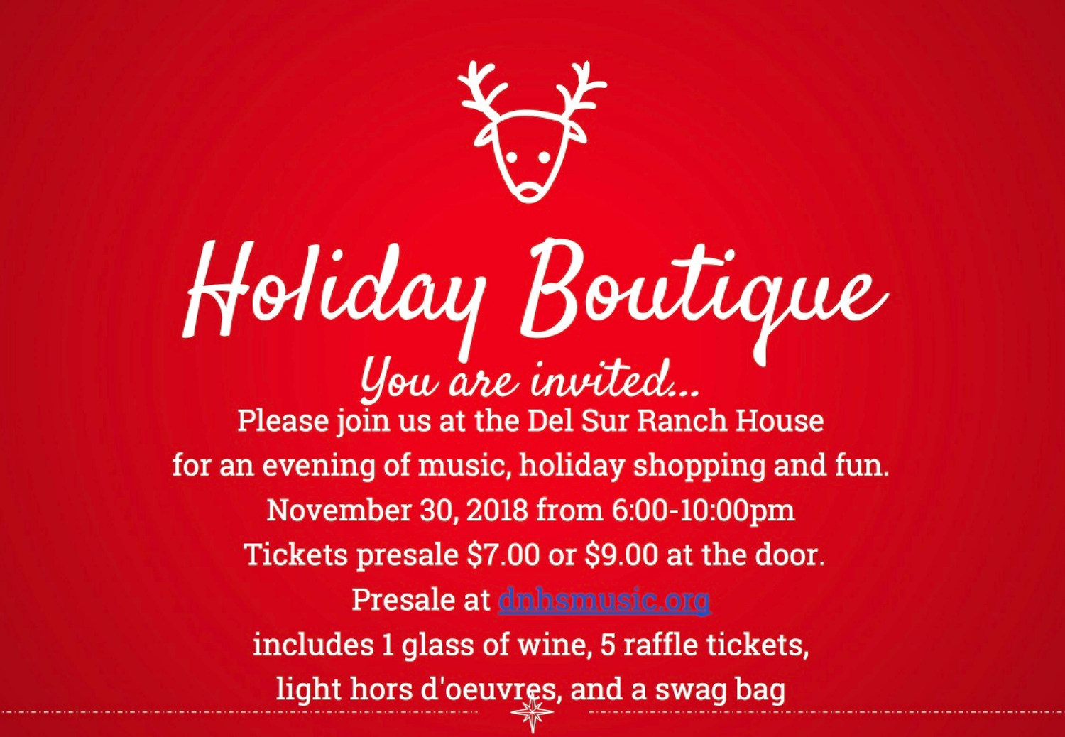# Holiday Boutique

*You are invited...*

Please join us at the Del Sur Ranch House
for an evening of music, holiday shopping and fun.

November 30, 2018 from 6:00-10:00pm

Tickets presale $7.00 or $9.00 at the door.

Presale at dnhsmusic.org

includes 1 glass of wine, 5 raffle tickets,
light hors d'oeuvres, and a swag bag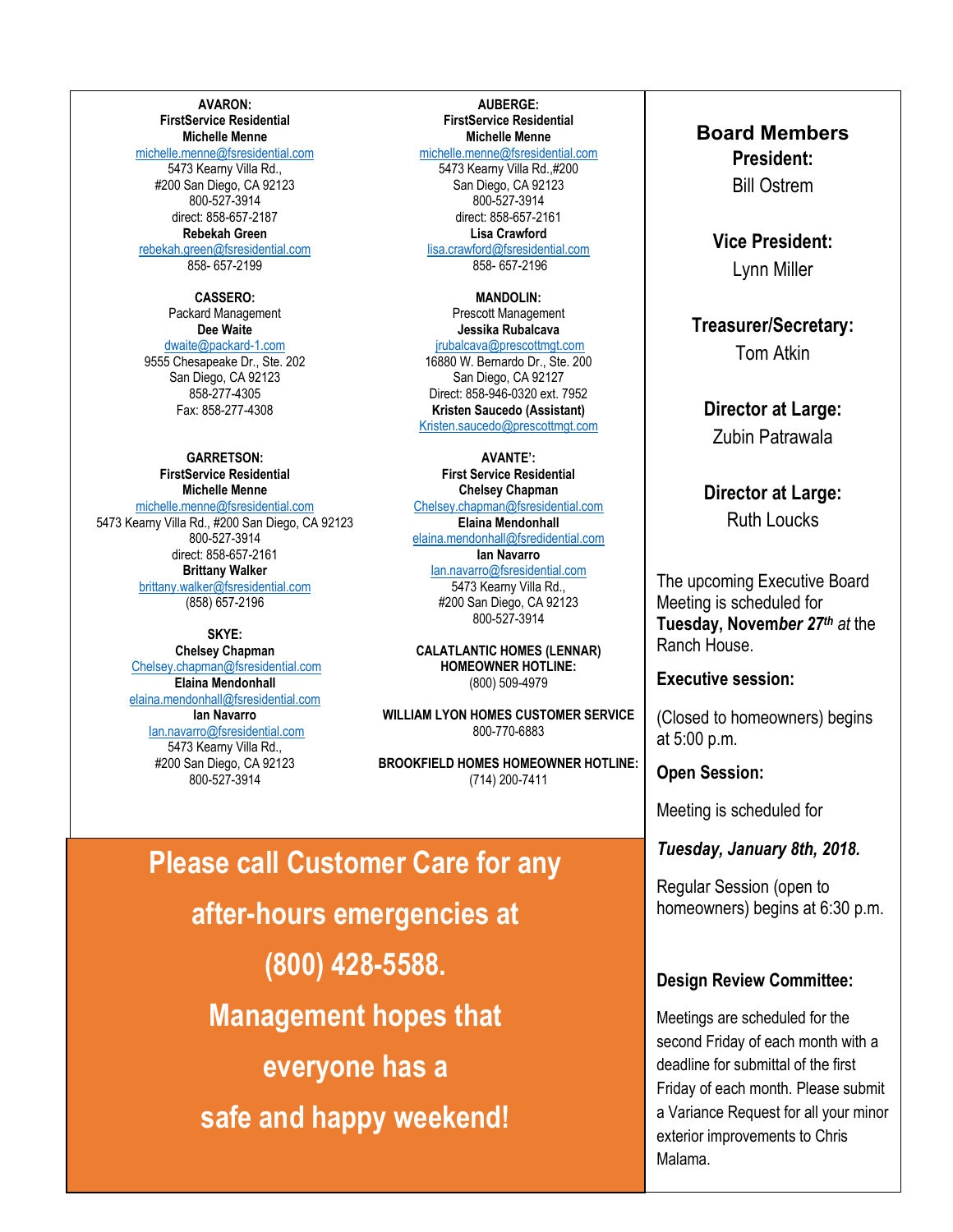**AVARON:**
**FirstService Residential**
**Michelle Menne**
michelle.menne@fsresidential.com
5473 Kearny Villa Rd.,
#200 San Diego, CA 92123
800-527-3914
direct: 858-657-2187
**Rebekah Green**
rebekah.green@fsresidential.com
858- 657-2199

**CASSERO:**
Packard Management
**Dee Waite**
dwaite@packard-1.com
9555 Chesapeake Dr., Ste. 202
San Diego, CA 92123
858-277-4305
Fax: 858-277-4308

**GARRETSON:**
**FirstService Residential**
**Michelle Menne**
michelle.menne@fsresidential.com
5473 Kearny Villa Rd., #200 San Diego, CA 92123
800-527-3914
direct: 858-657-2161
**Brittany Walker**
brittany.walker@fsresidential.com
(858) 657-2196

**SKYE:**
**Chelsey Chapman**
Chelsey.chapman@fsresidential.com
**Elaina Mendonhall**
elaina.mendonhall@fsresidential.com
**Ian Navarro**
Ian.navarro@fsresidential.com
5473 Kearny Villa Rd.,
#200 San Diego, CA 92123
800-527-3914

**AUBERGE:**
**FirstService Residential**
**Michelle Menne**
michelle.menne@fsresidential.com
5473 Kearny Villa Rd.,#200
San Diego, CA 92123
800-527-3914
direct: 858-657-2161
**Lisa Crawford**
lisa.crawford@fsresidential.com
858- 657-2196

**MANDOLIN:**
Prescott Management
**Jessika Rubalcava**
jrubalcava@prescottmgt.com
16880 W. Bernardo Dr., Ste. 200
San Diego, CA 92127
Direct: 858-946-0320 ext. 7952
**Kristen Saucedo (Assistant)**
Kristen.saucedo@prescottmgt.com

**AVANTE':**
**First Service Residential**
**Chelsey Chapman**
Chelsey.chapman@fsresidential.com
**Elaina Mendonhall**
elaina.mendonhall@fsredidential.com
**Ian Navarro**
Ian.navarro@fsresidential.com
5473 Kearny Villa Rd.,
#200 San Diego, CA 92123
800-527-3914

**CALATLANTIC HOMES (LENNAR) HOMEOWNER HOTLINE:**
(800) 509-4979

**WILLIAM LYON HOMES CUSTOMER SERVICE**
800-770-6883

**BROOKFIELD HOMES HOMEOWNER HOTLINE:**
(714) 200-7411

**Please call Customer Care for any after-hours emergencies at (800) 428-5588.**

**Management hopes that everyone has a safe and happy weekend!**

## Board Members

**President:**
Bill Ostrem

**Vice President:**
Lynn Miller

**Treasurer/Secretary:**
Tom Atkin

**Director at Large:**
Zubin Patrawala

**Director at Large:**
Ruth Loucks

The upcoming Executive Board Meeting is scheduled for **Tuesday, Novem*ber 27th*** *at* the Ranch House.

**Executive session:**

(Closed to homeowners) begins at 5:00 p.m.

**Open Session:**

Meeting is scheduled for

***Tuesday, January 8th, 2018.***

Regular Session (open to homeowners) begins at 6:30 p.m.

**Design Review Committee:**

Meetings are scheduled for the second Friday of each month with a deadline for submittal of the first Friday of each month. Please submit a Variance Request for all your minor exterior improvements to Chris Malama.